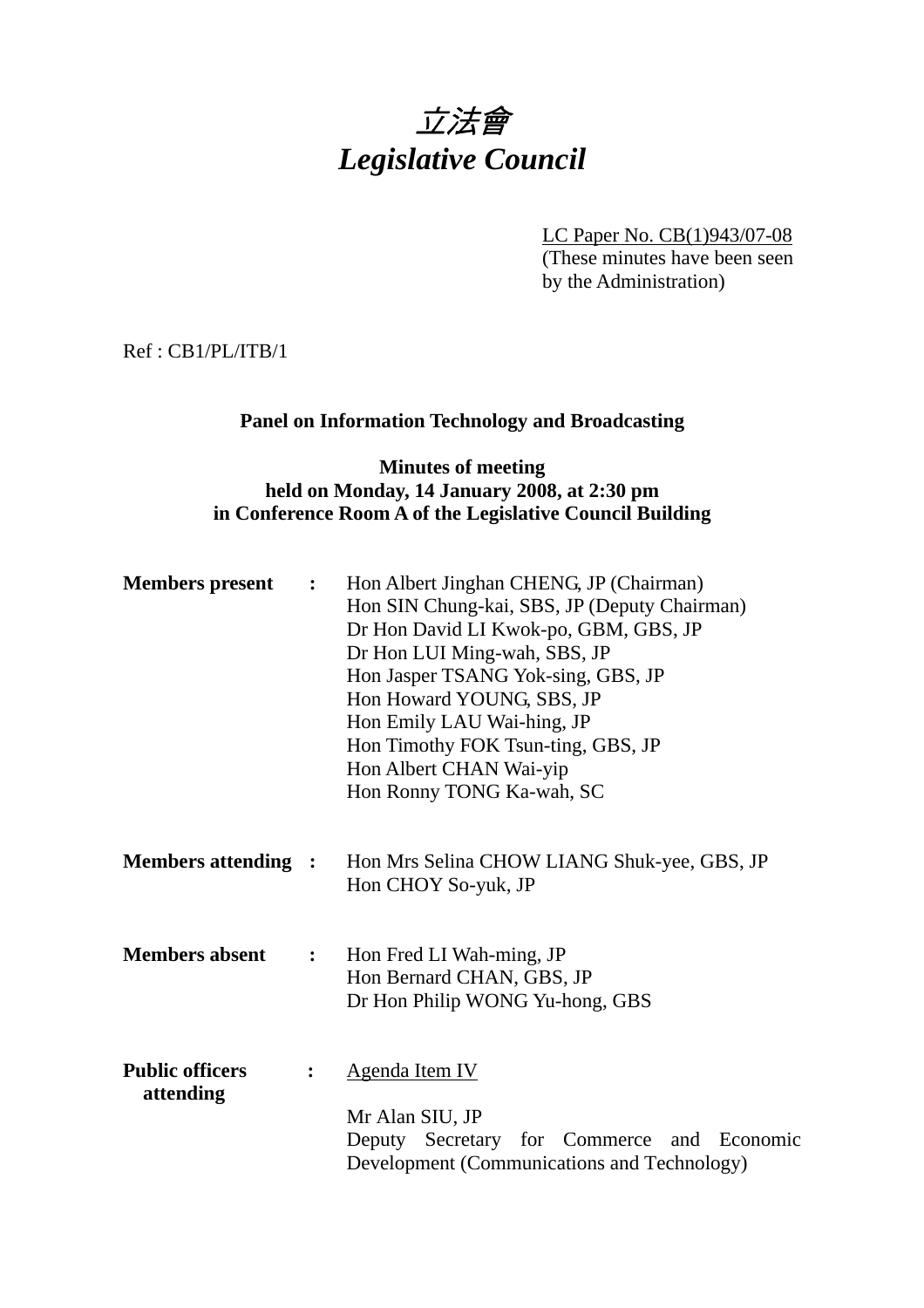# *立法會*
# *Legislative Council*

LC Paper No. CB(1)943/07-08
(These minutes have been seen by the Administration)

Ref : CB1/PL/ITB/1

**Panel on Information Technology and Broadcasting**

**Minutes of meeting**
**held on Monday, 14 January 2008, at 2:30 pm**
**in Conference Room A of the Legislative Council Building**

**Members present** :
Hon Albert Jinghan CHENG, JP (Chairman)
Hon SIN Chung-kai, SBS, JP (Deputy Chairman)
Dr Hon David LI Kwok-po, GBM, GBS, JP
Dr Hon LUI Ming-wah, SBS, JP
Hon Jasper TSANG Yok-sing, GBS, JP
Hon Howard YOUNG, SBS, JP
Hon Emily LAU Wai-hing, JP
Hon Timothy FOK Tsun-ting, GBS, JP
Hon Albert CHAN Wai-yip
Hon Ronny TONG Ka-wah, SC

**Members attending** :
Hon Mrs Selina CHOW LIANG Shuk-yee, GBS, JP
Hon CHOY So-yuk, JP

**Members absent** :
Hon Fred LI Wah-ming, JP
Hon Bernard CHAN, GBS, JP
Dr Hon Philip WONG Yu-hong, GBS

**Public officers attending** :
Agenda Item IV

Mr Alan SIU, JP
Deputy Secretary for Commerce and Economic Development (Communications and Technology)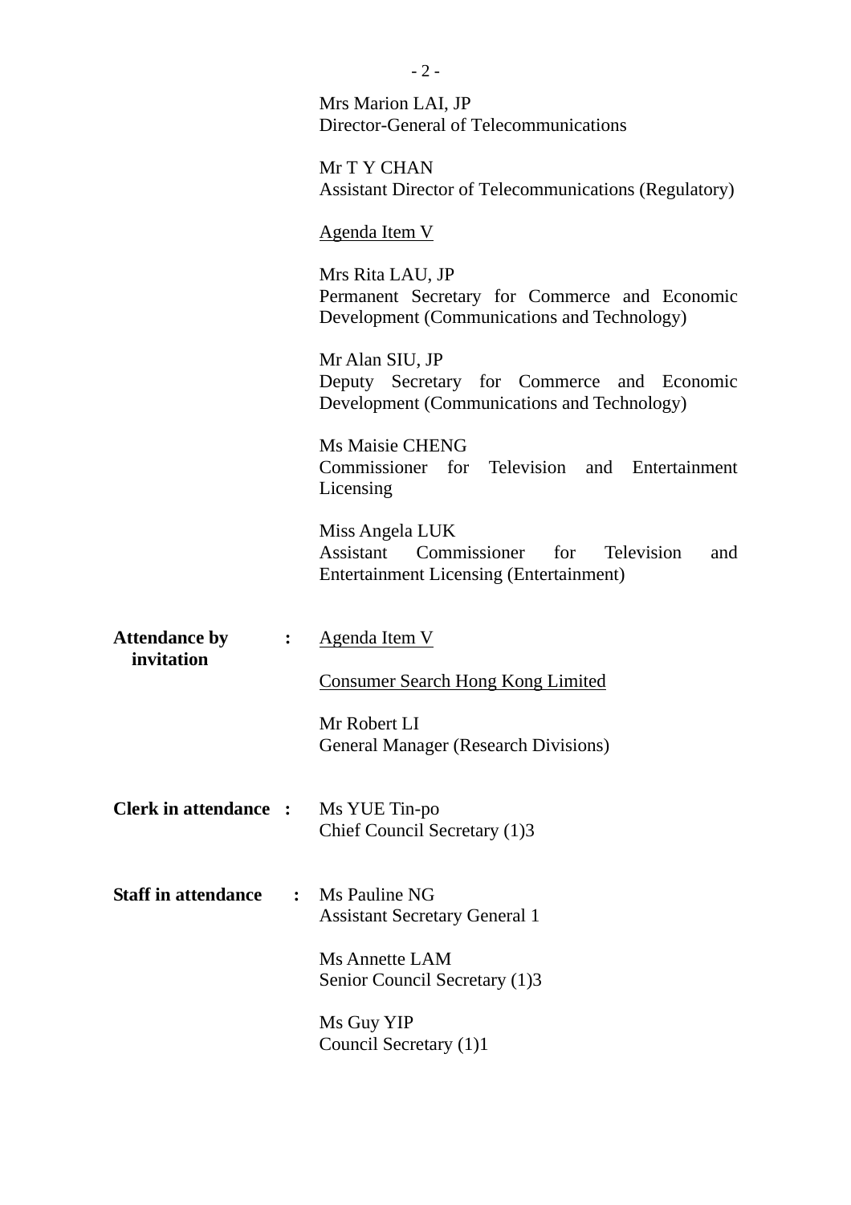Mrs Marion LAI, JP
Director-General of Telecommunications

Mr T Y CHAN
Assistant Director of Telecommunications (Regulatory)

Agenda Item V

Mrs Rita LAU, JP
Permanent Secretary for Commerce and Economic Development (Communications and Technology)

Mr Alan SIU, JP
Deputy Secretary for Commerce and Economic Development (Communications and Technology)

Ms Maisie CHENG
Commissioner for Television and Entertainment Licensing

Miss Angela LUK
Assistant Commissioner for Television and Entertainment Licensing (Entertainment)

**Attendance by invitation** : Agenda Item V

Consumer Search Hong Kong Limited

Mr Robert LI
General Manager (Research Divisions)

**Clerk in attendance** : Ms YUE Tin-po
Chief Council Secretary (1)3

**Staff in attendance** : Ms Pauline NG
Assistant Secretary General 1

Ms Annette LAM
Senior Council Secretary (1)3

Ms Guy YIP
Council Secretary (1)1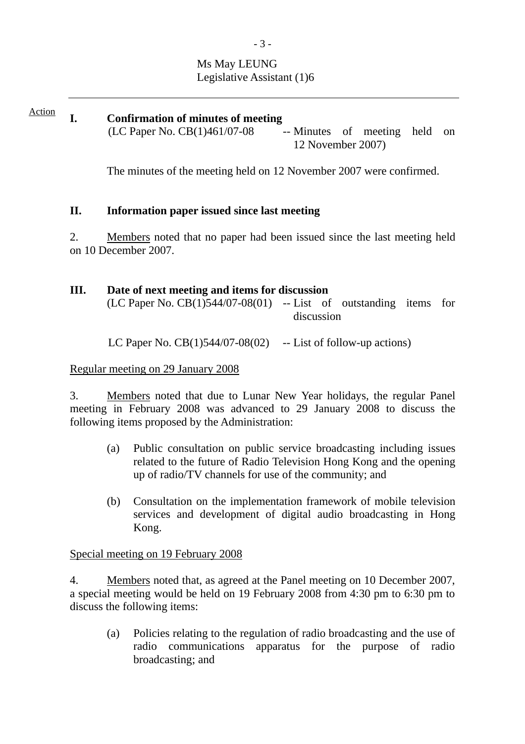Ms May LEUNG
Legislative Assistant (1)6

---

Action

**I. Confirmation of minutes of meeting**

(LC Paper No. CB(1)461/07-08 -- Minutes of meeting held on 12 November 2007)

The minutes of the meeting held on 12 November 2007 were confirmed.

**II. Information paper issued since last meeting**

2. Members noted that no paper had been issued since the last meeting held on 10 December 2007.

**III. Date of next meeting and items for discussion**

(LC Paper No. CB(1)544/07-08(01) -- List of outstanding items for discussion

LC Paper No. CB(1)544/07-08(02) -- List of follow-up actions)

Regular meeting on 29 January 2008

3. Members noted that due to Lunar New Year holidays, the regular Panel meeting in February 2008 was advanced to 29 January 2008 to discuss the following items proposed by the Administration:

(a) Public consultation on public service broadcasting including issues related to the future of Radio Television Hong Kong and the opening up of radio/TV channels for use of the community; and

(b) Consultation on the implementation framework of mobile television services and development of digital audio broadcasting in Hong Kong.

Special meeting on 19 February 2008

4. Members noted that, as agreed at the Panel meeting on 10 December 2007, a special meeting would be held on 19 February 2008 from 4:30 pm to 6:30 pm to discuss the following items:

(a) Policies relating to the regulation of radio broadcasting and the use of radio communications apparatus for the purpose of radio broadcasting; and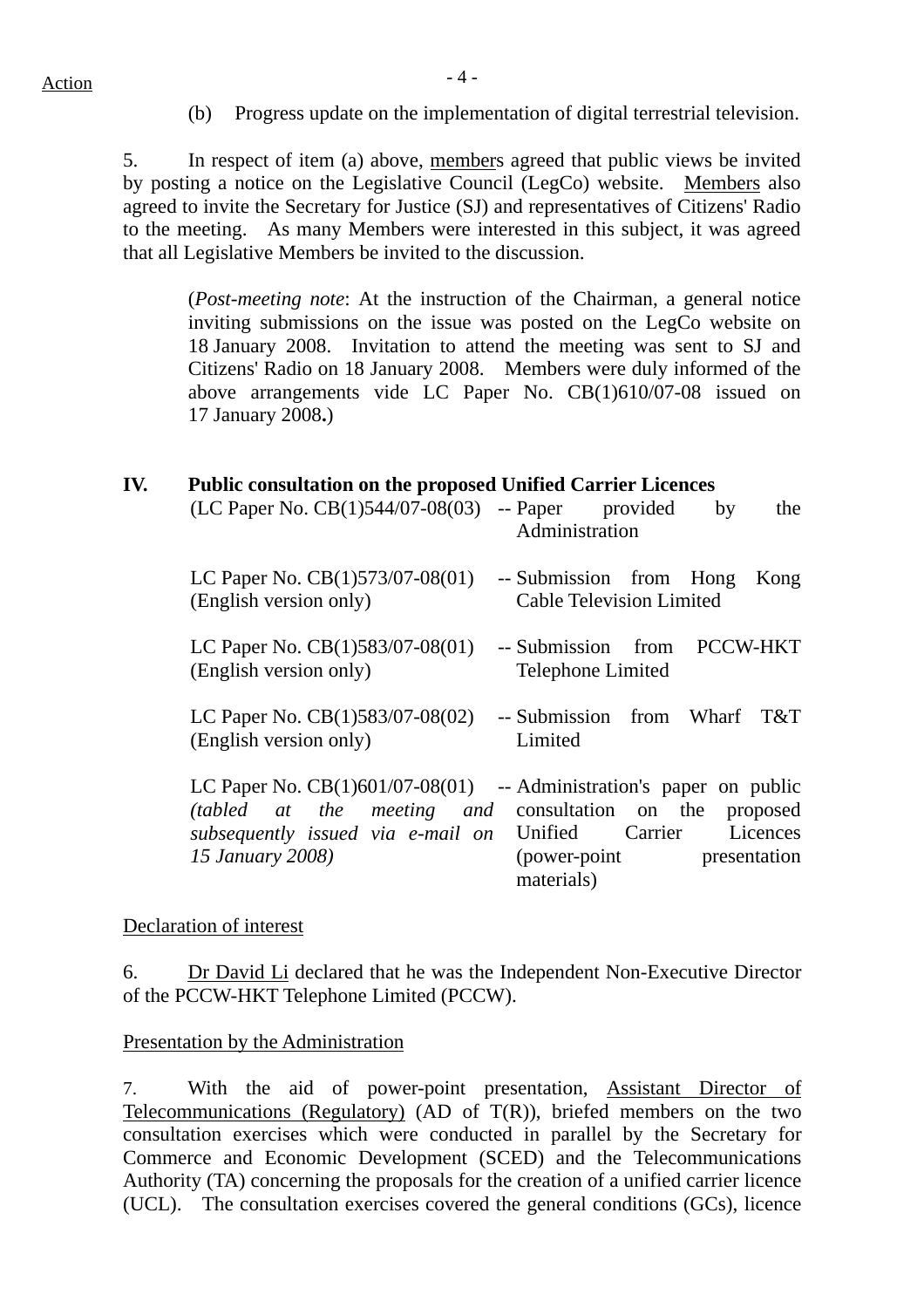Action

(b) Progress update on the implementation of digital terrestrial television.

5. In respect of item (a) above, members agreed that public views be invited by posting a notice on the Legislative Council (LegCo) website. Members also agreed to invite the Secretary for Justice (SJ) and representatives of Citizens' Radio to the meeting. As many Members were interested in this subject, it was agreed that all Legislative Members be invited to the discussion.

> (*Post-meeting note*: At the instruction of the Chairman, a general notice inviting submissions on the issue was posted on the LegCo website on 18 January 2008. Invitation to attend the meeting was sent to SJ and Citizens' Radio on 18 January 2008. Members were duly informed of the above arrangements vide LC Paper No. CB(1)610/07-08 issued on 17 January 2008**.**)

## IV. Public consultation on the proposed Unified Carrier Licences

| | |
|---|---|
| (LC Paper No. CB(1)544/07-08(03) | -- Paper provided by the Administration |
| LC Paper No. CB(1)573/07-08(01) (English version only) | -- Submission from Hong Kong Cable Television Limited |
| LC Paper No. CB(1)583/07-08(01) (English version only) | -- Submission from PCCW-HKT Telephone Limited |
| LC Paper No. CB(1)583/07-08(02) (English version only) | -- Submission from Wharf T&T Limited |
| LC Paper No. CB(1)601/07-08(01) *(tabled at the meeting and subsequently issued via e-mail on 15 January 2008)* | -- Administration's paper on public consultation on the proposed Unified Carrier Licences (power-point presentation materials) |

Declaration of interest

6. Dr David Li declared that he was the Independent Non-Executive Director of the PCCW-HKT Telephone Limited (PCCW).

Presentation by the Administration

7. With the aid of power-point presentation, Assistant Director of Telecommunications (Regulatory) (AD of T(R)), briefed members on the two consultation exercises which were conducted in parallel by the Secretary for Commerce and Economic Development (SCED) and the Telecommunications Authority (TA) concerning the proposals for the creation of a unified carrier licence (UCL). The consultation exercises covered the general conditions (GCs), licence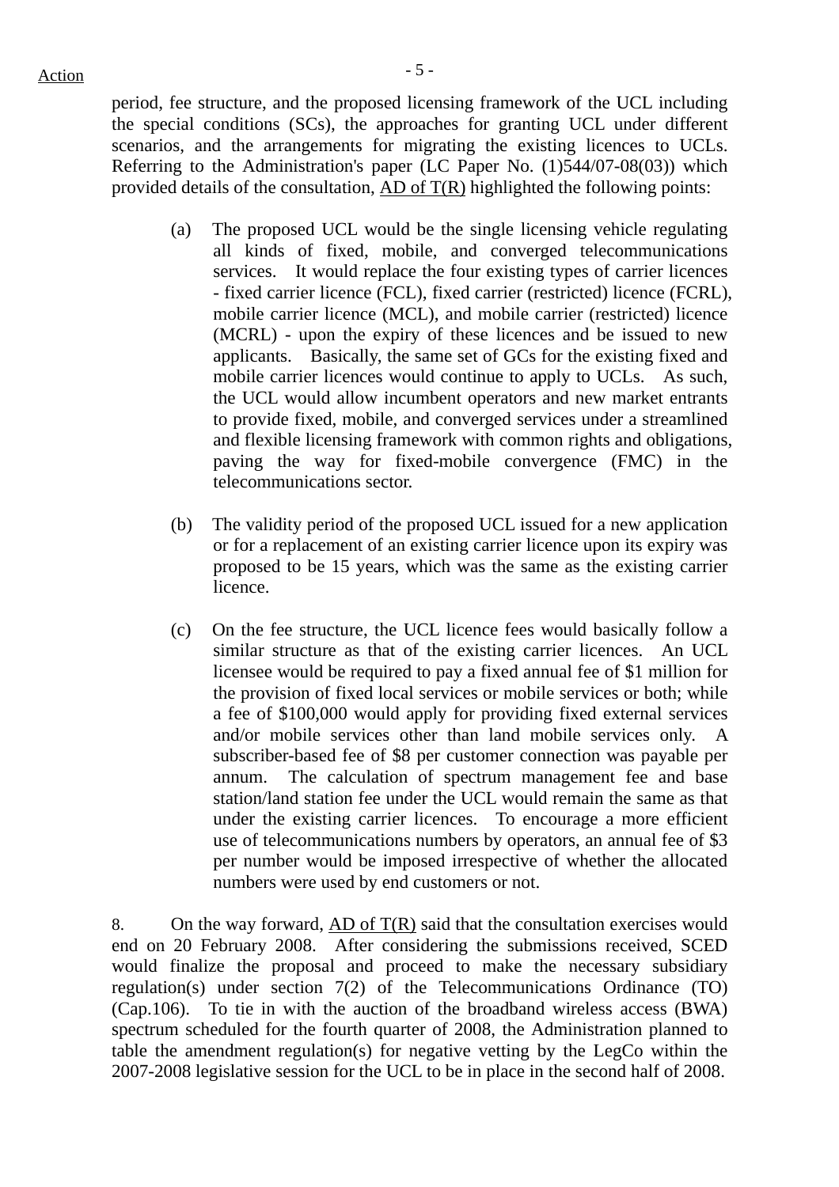period, fee structure, and the proposed licensing framework of the UCL including the special conditions (SCs), the approaches for granting UCL under different scenarios, and the arrangements for migrating the existing licences to UCLs. Referring to the Administration's paper (LC Paper No. (1)544/07-08(03)) which provided details of the consultation, AD of T(R) highlighted the following points:

(a) The proposed UCL would be the single licensing vehicle regulating all kinds of fixed, mobile, and converged telecommunications services. It would replace the four existing types of carrier licences - fixed carrier licence (FCL), fixed carrier (restricted) licence (FCRL), mobile carrier licence (MCL), and mobile carrier (restricted) licence (MCRL) - upon the expiry of these licences and be issued to new applicants. Basically, the same set of GCs for the existing fixed and mobile carrier licences would continue to apply to UCLs. As such, the UCL would allow incumbent operators and new market entrants to provide fixed, mobile, and converged services under a streamlined and flexible licensing framework with common rights and obligations, paving the way for fixed-mobile convergence (FMC) in the telecommunications sector.

(b) The validity period of the proposed UCL issued for a new application or for a replacement of an existing carrier licence upon its expiry was proposed to be 15 years, which was the same as the existing carrier licence.

(c) On the fee structure, the UCL licence fees would basically follow a similar structure as that of the existing carrier licences. An UCL licensee would be required to pay a fixed annual fee of $1 million for the provision of fixed local services or mobile services or both; while a fee of $100,000 would apply for providing fixed external services and/or mobile services other than land mobile services only. A subscriber-based fee of $8 per customer connection was payable per annum. The calculation of spectrum management fee and base station/land station fee under the UCL would remain the same as that under the existing carrier licences. To encourage a more efficient use of telecommunications numbers by operators, an annual fee of $3 per number would be imposed irrespective of whether the allocated numbers were used by end customers or not.

8. On the way forward, AD of T(R) said that the consultation exercises would end on 20 February 2008. After considering the submissions received, SCED would finalize the proposal and proceed to make the necessary subsidiary regulation(s) under section 7(2) of the Telecommunications Ordinance (TO) (Cap.106). To tie in with the auction of the broadband wireless access (BWA) spectrum scheduled for the fourth quarter of 2008, the Administration planned to table the amendment regulation(s) for negative vetting by the LegCo within the 2007-2008 legislative session for the UCL to be in place in the second half of 2008.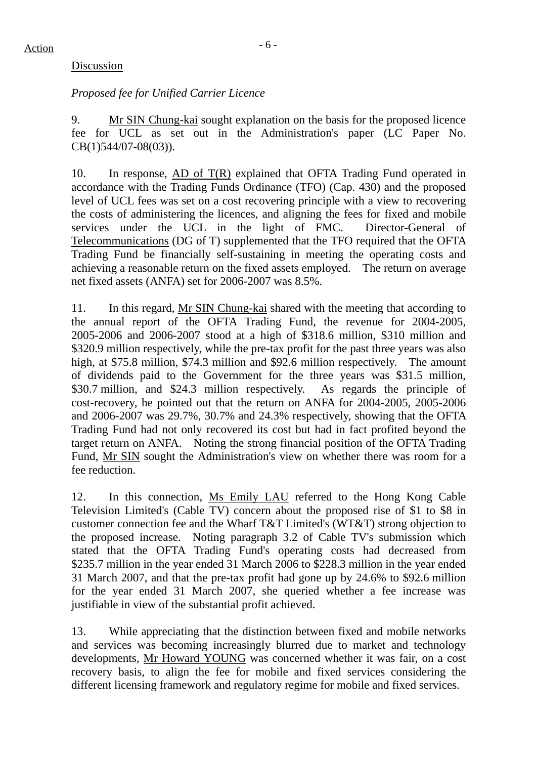Action

Discussion

*Proposed fee for Unified Carrier Licence*

9. Mr SIN Chung-kai sought explanation on the basis for the proposed licence fee for UCL as set out in the Administration's paper (LC Paper No. CB(1)544/07-08(03)).

10. In response, AD of T(R) explained that OFTA Trading Fund operated in accordance with the Trading Funds Ordinance (TFO) (Cap. 430) and the proposed level of UCL fees was set on a cost recovering principle with a view to recovering the costs of administering the licences, and aligning the fees for fixed and mobile services under the UCL in the light of FMC. Director-General of Telecommunications (DG of T) supplemented that the TFO required that the OFTA Trading Fund be financially self-sustaining in meeting the operating costs and achieving a reasonable return on the fixed assets employed. The return on average net fixed assets (ANFA) set for 2006-2007 was 8.5%.

11. In this regard, Mr SIN Chung-kai shared with the meeting that according to the annual report of the OFTA Trading Fund, the revenue for 2004-2005, 2005-2006 and 2006-2007 stood at a high of $318.6 million, $310 million and $320.9 million respectively, while the pre-tax profit for the past three years was also high, at $75.8 million, $74.3 million and $92.6 million respectively. The amount of dividends paid to the Government for the three years was $31.5 million, $30.7 million, and $24.3 million respectively. As regards the principle of cost-recovery, he pointed out that the return on ANFA for 2004-2005, 2005-2006 and 2006-2007 was 29.7%, 30.7% and 24.3% respectively, showing that the OFTA Trading Fund had not only recovered its cost but had in fact profited beyond the target return on ANFA. Noting the strong financial position of the OFTA Trading Fund, Mr SIN sought the Administration's view on whether there was room for a fee reduction.

12. In this connection, Ms Emily LAU referred to the Hong Kong Cable Television Limited's (Cable TV) concern about the proposed rise of $1 to $8 in customer connection fee and the Wharf T&T Limited's (WT&T) strong objection to the proposed increase. Noting paragraph 3.2 of Cable TV's submission which stated that the OFTA Trading Fund's operating costs had decreased from $235.7 million in the year ended 31 March 2006 to $228.3 million in the year ended 31 March 2007, and that the pre-tax profit had gone up by 24.6% to $92.6 million for the year ended 31 March 2007, she queried whether a fee increase was justifiable in view of the substantial profit achieved.

13. While appreciating that the distinction between fixed and mobile networks and services was becoming increasingly blurred due to market and technology developments, Mr Howard YOUNG was concerned whether it was fair, on a cost recovery basis, to align the fee for mobile and fixed services considering the different licensing framework and regulatory regime for mobile and fixed services.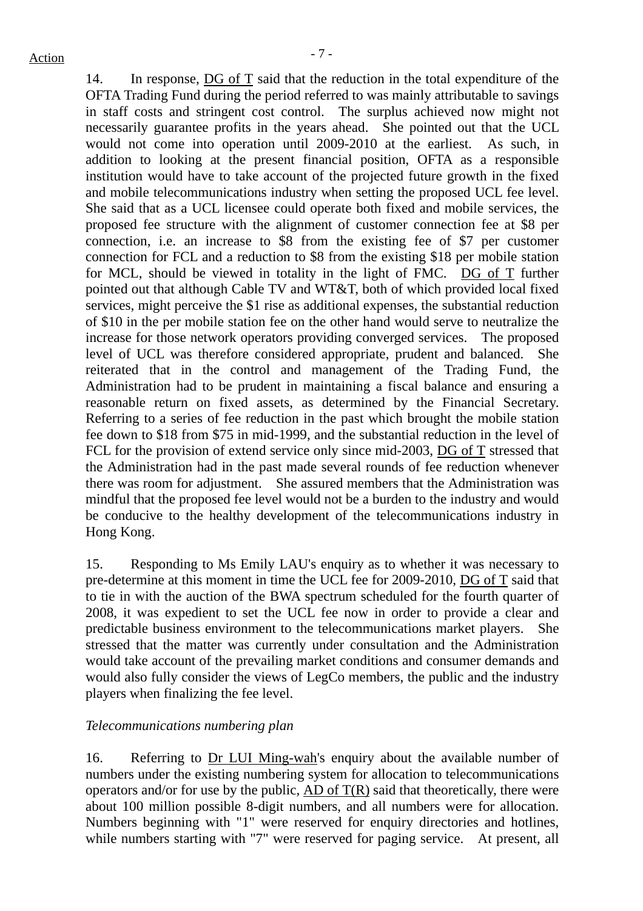14. In response, DG of T said that the reduction in the total expenditure of the OFTA Trading Fund during the period referred to was mainly attributable to savings in staff costs and stringent cost control. The surplus achieved now might not necessarily guarantee profits in the years ahead. She pointed out that the UCL would not come into operation until 2009-2010 at the earliest. As such, in addition to looking at the present financial position, OFTA as a responsible institution would have to take account of the projected future growth in the fixed and mobile telecommunications industry when setting the proposed UCL fee level. She said that as a UCL licensee could operate both fixed and mobile services, the proposed fee structure with the alignment of customer connection fee at $8 per connection, i.e. an increase to $8 from the existing fee of $7 per customer connection for FCL and a reduction to $8 from the existing $18 per mobile station for MCL, should be viewed in totality in the light of FMC. DG of T further pointed out that although Cable TV and WT&T, both of which provided local fixed services, might perceive the $1 rise as additional expenses, the substantial reduction of $10 in the per mobile station fee on the other hand would serve to neutralize the increase for those network operators providing converged services. The proposed level of UCL was therefore considered appropriate, prudent and balanced. She reiterated that in the control and management of the Trading Fund, the Administration had to be prudent in maintaining a fiscal balance and ensuring a reasonable return on fixed assets, as determined by the Financial Secretary. Referring to a series of fee reduction in the past which brought the mobile station fee down to $18 from $75 in mid-1999, and the substantial reduction in the level of FCL for the provision of extend service only since mid-2003, DG of T stressed that the Administration had in the past made several rounds of fee reduction whenever there was room for adjustment. She assured members that the Administration was mindful that the proposed fee level would not be a burden to the industry and would be conducive to the healthy development of the telecommunications industry in Hong Kong.

15. Responding to Ms Emily LAU's enquiry as to whether it was necessary to pre-determine at this moment in time the UCL fee for 2009-2010, DG of T said that to tie in with the auction of the BWA spectrum scheduled for the fourth quarter of 2008, it was expedient to set the UCL fee now in order to provide a clear and predictable business environment to the telecommunications market players. She stressed that the matter was currently under consultation and the Administration would take account of the prevailing market conditions and consumer demands and would also fully consider the views of LegCo members, the public and the industry players when finalizing the fee level.

*Telecommunications numbering plan*

16. Referring to Dr LUI Ming-wah's enquiry about the available number of numbers under the existing numbering system for allocation to telecommunications operators and/or for use by the public, AD of T(R) said that theoretically, there were about 100 million possible 8-digit numbers, and all numbers were for allocation. Numbers beginning with "1" were reserved for enquiry directories and hotlines, while numbers starting with "7" were reserved for paging service. At present, all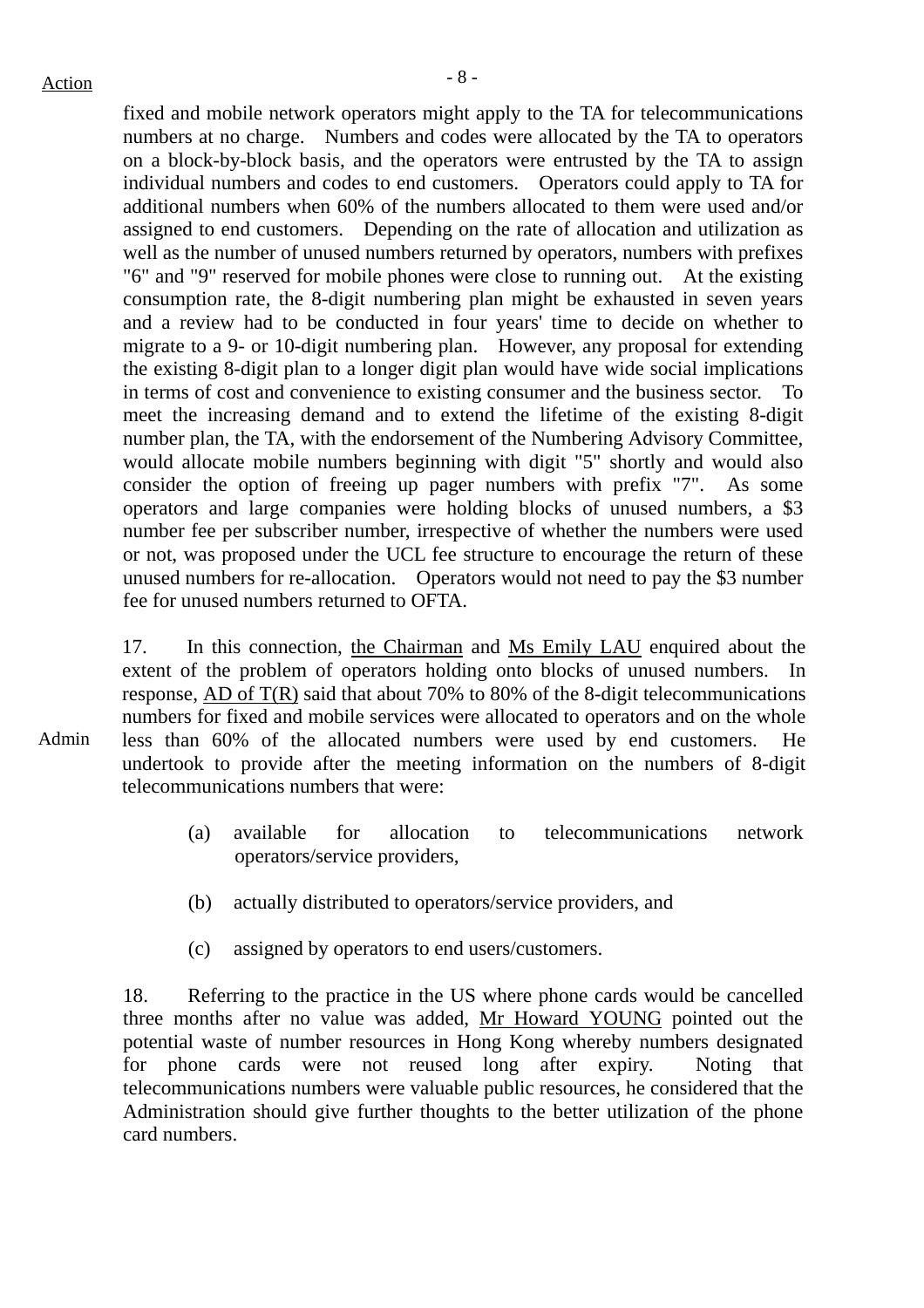fixed and mobile network operators might apply to the TA for telecommunications numbers at no charge. Numbers and codes were allocated by the TA to operators on a block-by-block basis, and the operators were entrusted by the TA to assign individual numbers and codes to end customers. Operators could apply to TA for additional numbers when 60% of the numbers allocated to them were used and/or assigned to end customers. Depending on the rate of allocation and utilization as well as the number of unused numbers returned by operators, numbers with prefixes "6" and "9" reserved for mobile phones were close to running out. At the existing consumption rate, the 8-digit numbering plan might be exhausted in seven years and a review had to be conducted in four years' time to decide on whether to migrate to a 9- or 10-digit numbering plan. However, any proposal for extending the existing 8-digit plan to a longer digit plan would have wide social implications in terms of cost and convenience to existing consumer and the business sector. To meet the increasing demand and to extend the lifetime of the existing 8-digit number plan, the TA, with the endorsement of the Numbering Advisory Committee, would allocate mobile numbers beginning with digit "5" shortly and would also consider the option of freeing up pager numbers with prefix "7". As some operators and large companies were holding blocks of unused numbers, a $3 number fee per subscriber number, irrespective of whether the numbers were used or not, was proposed under the UCL fee structure to encourage the return of these unused numbers for re-allocation. Operators would not need to pay the $3 number fee for unused numbers returned to OFTA.

17. In this connection, the Chairman and Ms Emily LAU enquired about the extent of the problem of operators holding onto blocks of unused numbers. In response, AD of T(R) said that about 70% to 80% of the 8-digit telecommunications numbers for fixed and mobile services were allocated to operators and on the whole less than 60% of the allocated numbers were used by end customers. He undertook to provide after the meeting information on the numbers of 8-digit telecommunications numbers that were:

Admin

(a) available for allocation to telecommunications network operators/service providers,

(b) actually distributed to operators/service providers, and

(c) assigned by operators to end users/customers.

18. Referring to the practice in the US where phone cards would be cancelled three months after no value was added, Mr Howard YOUNG pointed out the potential waste of number resources in Hong Kong whereby numbers designated for phone cards were not reused long after expiry. Noting that telecommunications numbers were valuable public resources, he considered that the Administration should give further thoughts to the better utilization of the phone card numbers.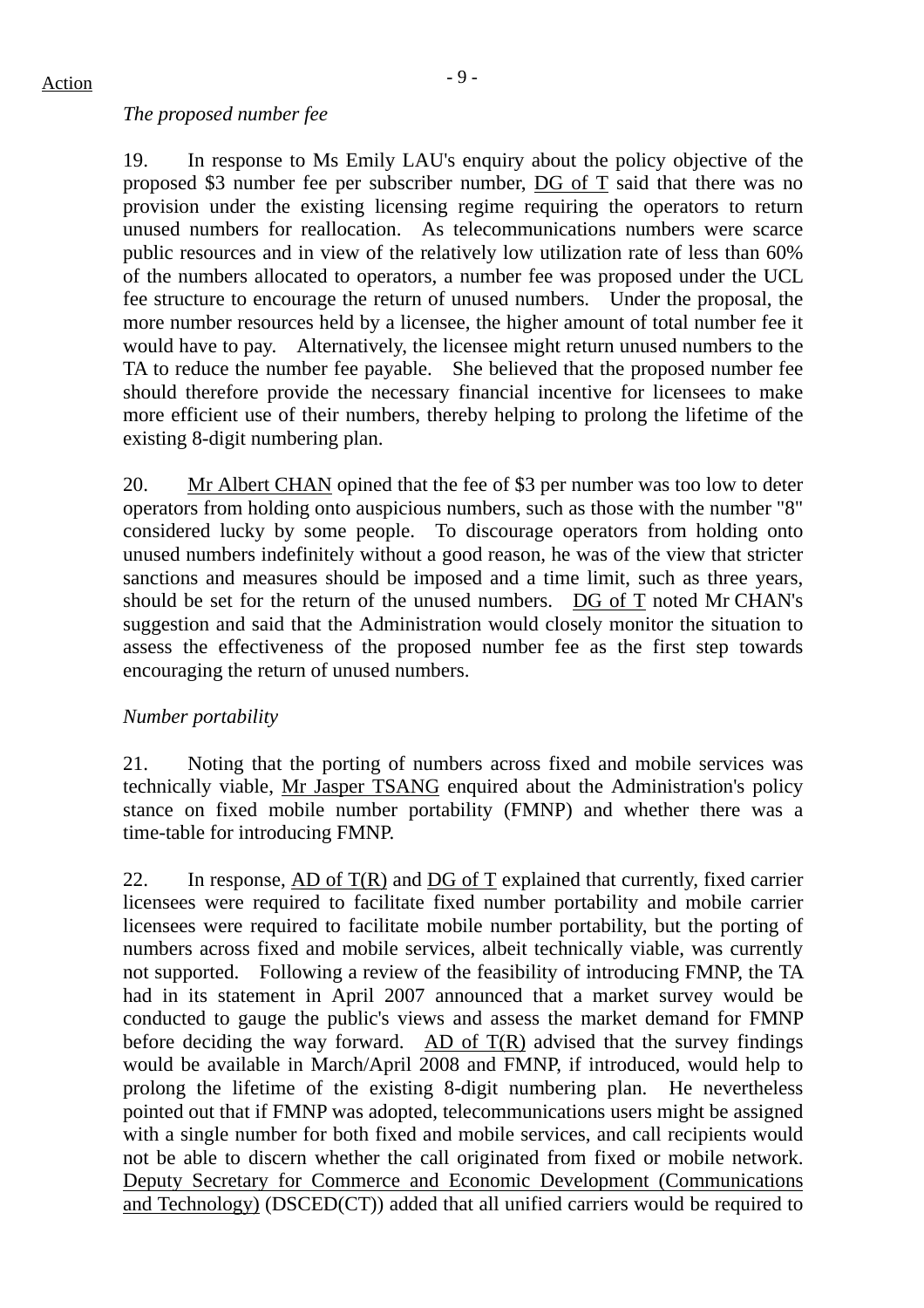Action

*The proposed number fee*

19. In response to Ms Emily LAU's enquiry about the policy objective of the proposed $3 number fee per subscriber number, DG of T said that there was no provision under the existing licensing regime requiring the operators to return unused numbers for reallocation. As telecommunications numbers were scarce public resources and in view of the relatively low utilization rate of less than 60% of the numbers allocated to operators, a number fee was proposed under the UCL fee structure to encourage the return of unused numbers. Under the proposal, the more number resources held by a licensee, the higher amount of total number fee it would have to pay. Alternatively, the licensee might return unused numbers to the TA to reduce the number fee payable. She believed that the proposed number fee should therefore provide the necessary financial incentive for licensees to make more efficient use of their numbers, thereby helping to prolong the lifetime of the existing 8-digit numbering plan.

20. Mr Albert CHAN opined that the fee of $3 per number was too low to deter operators from holding onto auspicious numbers, such as those with the number "8" considered lucky by some people. To discourage operators from holding onto unused numbers indefinitely without a good reason, he was of the view that stricter sanctions and measures should be imposed and a time limit, such as three years, should be set for the return of the unused numbers. DG of T noted Mr CHAN's suggestion and said that the Administration would closely monitor the situation to assess the effectiveness of the proposed number fee as the first step towards encouraging the return of unused numbers.

*Number portability*

21. Noting that the porting of numbers across fixed and mobile services was technically viable, Mr Jasper TSANG enquired about the Administration's policy stance on fixed mobile number portability (FMNP) and whether there was a time-table for introducing FMNP.

22. In response, AD of T(R) and DG of T explained that currently, fixed carrier licensees were required to facilitate fixed number portability and mobile carrier licensees were required to facilitate mobile number portability, but the porting of numbers across fixed and mobile services, albeit technically viable, was currently not supported. Following a review of the feasibility of introducing FMNP, the TA had in its statement in April 2007 announced that a market survey would be conducted to gauge the public's views and assess the market demand for FMNP before deciding the way forward. AD of T(R) advised that the survey findings would be available in March/April 2008 and FMNP, if introduced, would help to prolong the lifetime of the existing 8-digit numbering plan. He nevertheless pointed out that if FMNP was adopted, telecommunications users might be assigned with a single number for both fixed and mobile services, and call recipients would not be able to discern whether the call originated from fixed or mobile network. Deputy Secretary for Commerce and Economic Development (Communications and Technology) (DSCED(CT)) added that all unified carriers would be required to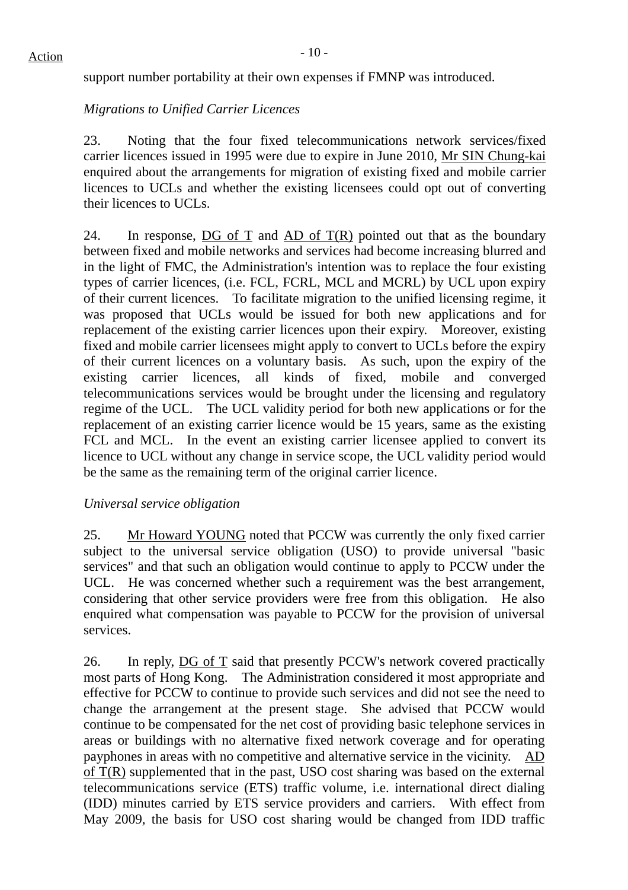support number portability at their own expenses if FMNP was introduced.

*Migrations to Unified Carrier Licences*

23. Noting that the four fixed telecommunications network services/fixed carrier licences issued in 1995 were due to expire in June 2010, Mr SIN Chung-kai enquired about the arrangements for migration of existing fixed and mobile carrier licences to UCLs and whether the existing licensees could opt out of converting their licences to UCLs.

24. In response, DG of T and AD of T(R) pointed out that as the boundary between fixed and mobile networks and services had become increasing blurred and in the light of FMC, the Administration's intention was to replace the four existing types of carrier licences, (i.e. FCL, FCRL, MCL and MCRL) by UCL upon expiry of their current licences. To facilitate migration to the unified licensing regime, it was proposed that UCLs would be issued for both new applications and for replacement of the existing carrier licences upon their expiry. Moreover, existing fixed and mobile carrier licensees might apply to convert to UCLs before the expiry of their current licences on a voluntary basis. As such, upon the expiry of the existing carrier licences, all kinds of fixed, mobile and converged telecommunications services would be brought under the licensing and regulatory regime of the UCL. The UCL validity period for both new applications or for the replacement of an existing carrier licence would be 15 years, same as the existing FCL and MCL. In the event an existing carrier licensee applied to convert its licence to UCL without any change in service scope, the UCL validity period would be the same as the remaining term of the original carrier licence.

*Universal service obligation*

25. Mr Howard YOUNG noted that PCCW was currently the only fixed carrier subject to the universal service obligation (USO) to provide universal "basic services" and that such an obligation would continue to apply to PCCW under the UCL. He was concerned whether such a requirement was the best arrangement, considering that other service providers were free from this obligation. He also enquired what compensation was payable to PCCW for the provision of universal services.

26. In reply, DG of T said that presently PCCW's network covered practically most parts of Hong Kong. The Administration considered it most appropriate and effective for PCCW to continue to provide such services and did not see the need to change the arrangement at the present stage. She advised that PCCW would continue to be compensated for the net cost of providing basic telephone services in areas or buildings with no alternative fixed network coverage and for operating payphones in areas with no competitive and alternative service in the vicinity. AD of T(R) supplemented that in the past, USO cost sharing was based on the external telecommunications service (ETS) traffic volume, i.e. international direct dialing (IDD) minutes carried by ETS service providers and carriers. With effect from May 2009, the basis for USO cost sharing would be changed from IDD traffic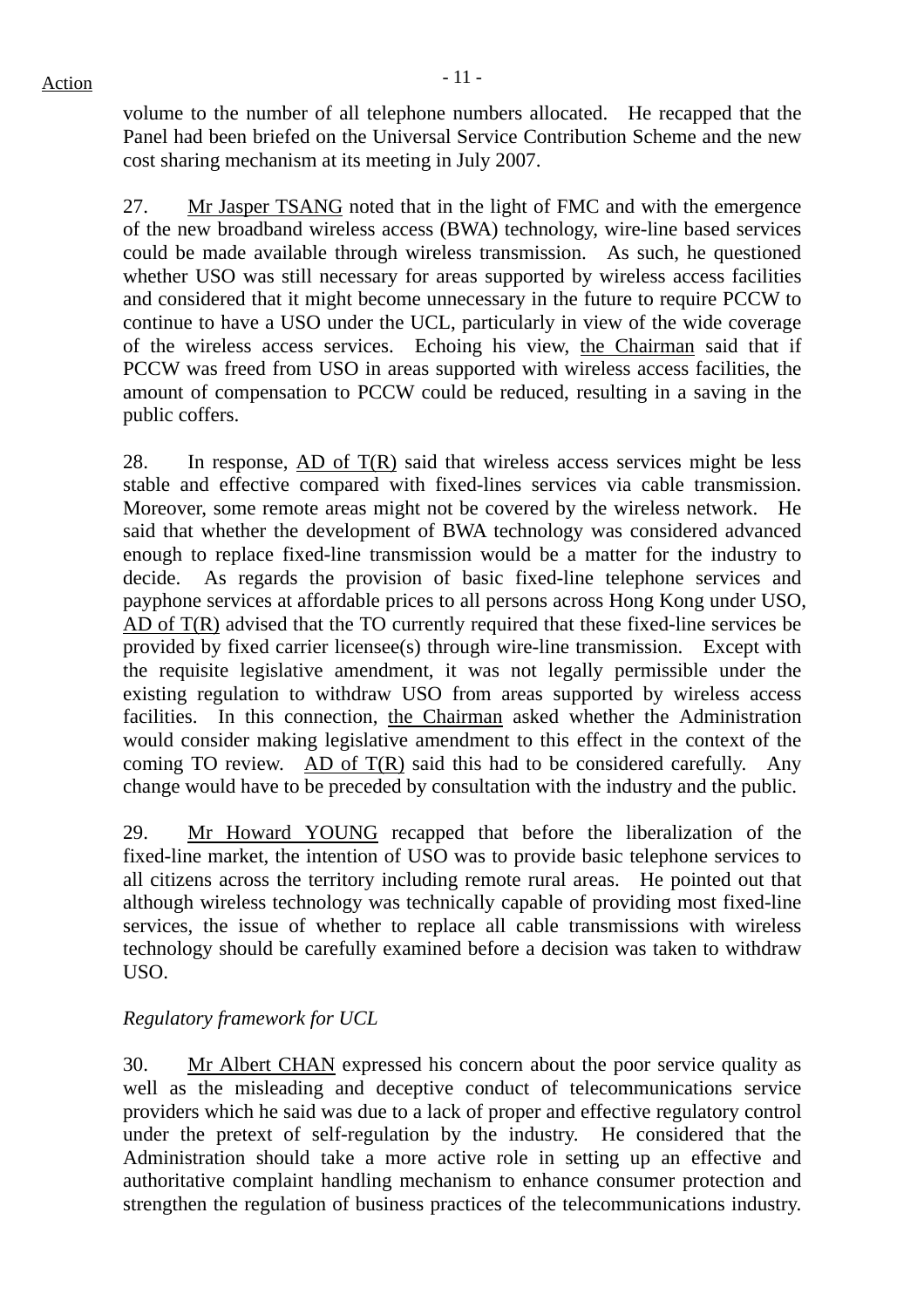volume to the number of all telephone numbers allocated. He recapped that the Panel had been briefed on the Universal Service Contribution Scheme and the new cost sharing mechanism at its meeting in July 2007.

27. Mr Jasper TSANG noted that in the light of FMC and with the emergence of the new broadband wireless access (BWA) technology, wire-line based services could be made available through wireless transmission. As such, he questioned whether USO was still necessary for areas supported by wireless access facilities and considered that it might become unnecessary in the future to require PCCW to continue to have a USO under the UCL, particularly in view of the wide coverage of the wireless access services. Echoing his view, the Chairman said that if PCCW was freed from USO in areas supported with wireless access facilities, the amount of compensation to PCCW could be reduced, resulting in a saving in the public coffers.

28. In response, AD of T(R) said that wireless access services might be less stable and effective compared with fixed-lines services via cable transmission. Moreover, some remote areas might not be covered by the wireless network. He said that whether the development of BWA technology was considered advanced enough to replace fixed-line transmission would be a matter for the industry to decide. As regards the provision of basic fixed-line telephone services and payphone services at affordable prices to all persons across Hong Kong under USO, AD of T(R) advised that the TO currently required that these fixed-line services be provided by fixed carrier licensee(s) through wire-line transmission. Except with the requisite legislative amendment, it was not legally permissible under the existing regulation to withdraw USO from areas supported by wireless access facilities. In this connection, the Chairman asked whether the Administration would consider making legislative amendment to this effect in the context of the coming TO review. AD of T(R) said this had to be considered carefully. Any change would have to be preceded by consultation with the industry and the public.

29. Mr Howard YOUNG recapped that before the liberalization of the fixed-line market, the intention of USO was to provide basic telephone services to all citizens across the territory including remote rural areas. He pointed out that although wireless technology was technically capable of providing most fixed-line services, the issue of whether to replace all cable transmissions with wireless technology should be carefully examined before a decision was taken to withdraw USO.

*Regulatory framework for UCL*

30. Mr Albert CHAN expressed his concern about the poor service quality as well as the misleading and deceptive conduct of telecommunications service providers which he said was due to a lack of proper and effective regulatory control under the pretext of self-regulation by the industry. He considered that the Administration should take a more active role in setting up an effective and authoritative complaint handling mechanism to enhance consumer protection and strengthen the regulation of business practices of the telecommunications industry.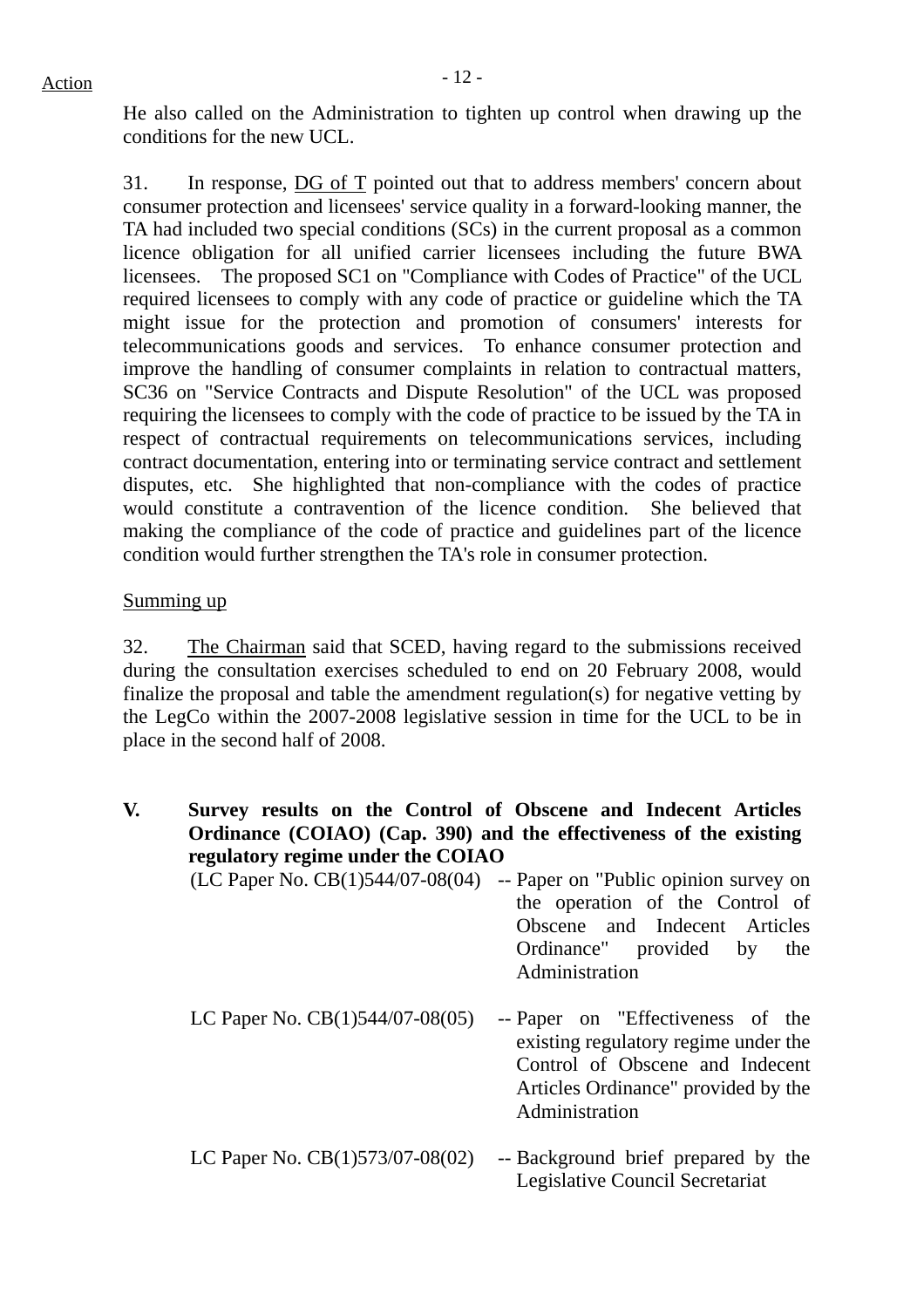He also called on the Administration to tighten up control when drawing up the conditions for the new UCL.

31. In response, DG of T pointed out that to address members' concern about consumer protection and licensees' service quality in a forward-looking manner, the TA had included two special conditions (SCs) in the current proposal as a common licence obligation for all unified carrier licensees including the future BWA licensees. The proposed SC1 on "Compliance with Codes of Practice" of the UCL required licensees to comply with any code of practice or guideline which the TA might issue for the protection and promotion of consumers' interests for telecommunications goods and services. To enhance consumer protection and improve the handling of consumer complaints in relation to contractual matters, SC36 on "Service Contracts and Dispute Resolution" of the UCL was proposed requiring the licensees to comply with the code of practice to be issued by the TA in respect of contractual requirements on telecommunications services, including contract documentation, entering into or terminating service contract and settlement disputes, etc. She highlighted that non-compliance with the codes of practice would constitute a contravention of the licence condition. She believed that making the compliance of the code of practice and guidelines part of the licence condition would further strengthen the TA's role in consumer protection.

Summing up

32. The Chairman said that SCED, having regard to the submissions received during the consultation exercises scheduled to end on 20 February 2008, would finalize the proposal and table the amendment regulation(s) for negative vetting by the LegCo within the 2007-2008 legislative session in time for the UCL to be in place in the second half of 2008.

## V. Survey results on the Control of Obscene and Indecent Articles Ordinance (COIAO) (Cap. 390) and the effectiveness of the existing regulatory regime under the COIAO

(LC Paper No. CB(1)544/07-08(04) -- Paper on "Public opinion survey on the operation of the Control of Obscene and Indecent Articles Ordinance" provided by the Administration

LC Paper No. CB(1)544/07-08(05) -- Paper on "Effectiveness of the existing regulatory regime under the Control of Obscene and Indecent Articles Ordinance" provided by the Administration

LC Paper No. CB(1)573/07-08(02) -- Background brief prepared by the Legislative Council Secretariat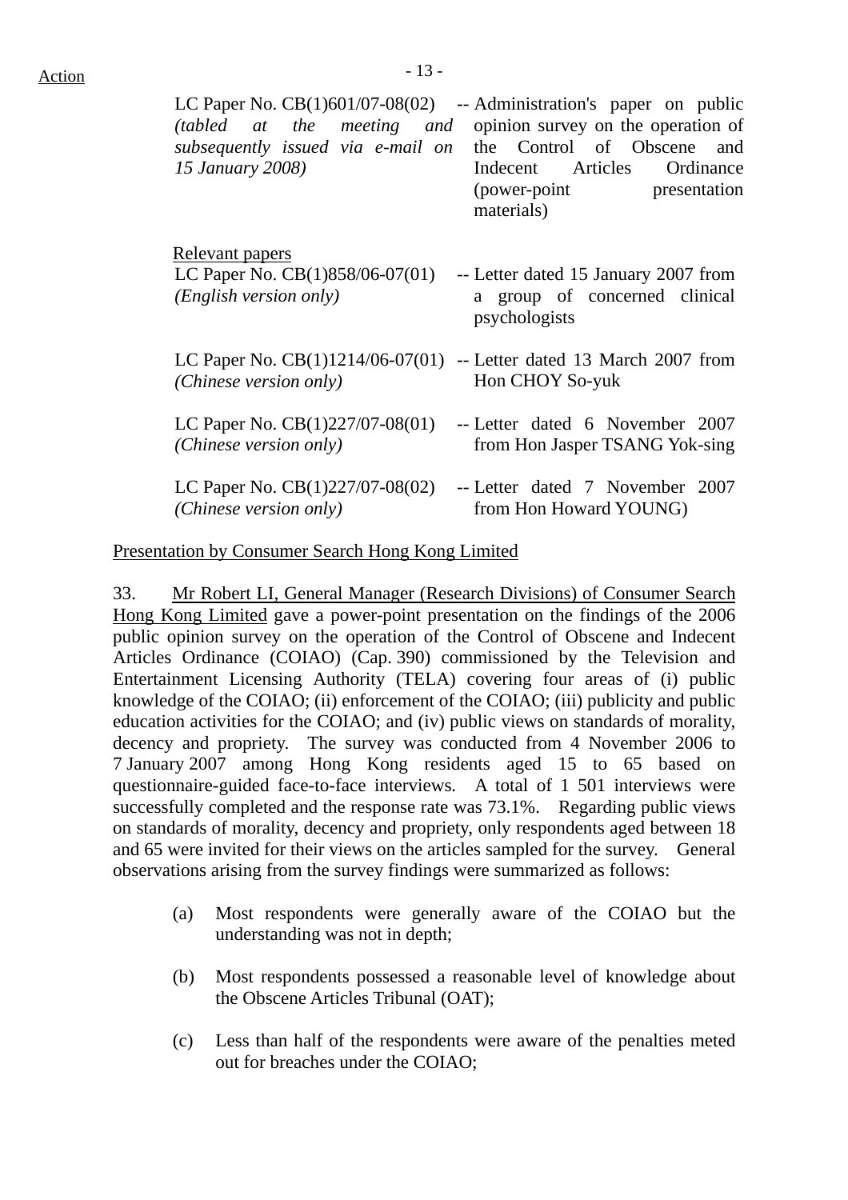| | |
|---|---|
| LC Paper No. CB(1)601/07-08(02) *(tabled at the meeting and subsequently issued via e-mail on 15 January 2008)* | -- Administration's paper on public opinion survey on the operation of the Control of Obscene and Indecent Articles Ordinance (power-point presentation materials) |

Relevant papers

| | |
|---|---|
| LC Paper No. CB(1)858/06-07(01) *(English version only)* | -- Letter dated 15 January 2007 from a group of concerned clinical psychologists |
| LC Paper No. CB(1)1214/06-07(01) *(Chinese version only)* | -- Letter dated 13 March 2007 from Hon CHOY So-yuk |
| LC Paper No. CB(1)227/07-08(01) *(Chinese version only)* | -- Letter dated 6 November 2007 from Hon Jasper TSANG Yok-sing |
| LC Paper No. CB(1)227/07-08(02) *(Chinese version only)* | -- Letter dated 7 November 2007 from Hon Howard YOUNG) |

Presentation by Consumer Search Hong Kong Limited

33. Mr Robert LI, General Manager (Research Divisions) of Consumer Search Hong Kong Limited gave a power-point presentation on the findings of the 2006 public opinion survey on the operation of the Control of Obscene and Indecent Articles Ordinance (COIAO) (Cap. 390) commissioned by the Television and Entertainment Licensing Authority (TELA) covering four areas of (i) public knowledge of the COIAO; (ii) enforcement of the COIAO; (iii) publicity and public education activities for the COIAO; and (iv) public views on standards of morality, decency and propriety. The survey was conducted from 4 November 2006 to 7 January 2007 among Hong Kong residents aged 15 to 65 based on questionnaire-guided face-to-face interviews. A total of 1 501 interviews were successfully completed and the response rate was 73.1%. Regarding public views on standards of morality, decency and propriety, only respondents aged between 18 and 65 were invited for their views on the articles sampled for the survey. General observations arising from the survey findings were summarized as follows:

(a) Most respondents were generally aware of the COIAO but the understanding was not in depth;

(b) Most respondents possessed a reasonable level of knowledge about the Obscene Articles Tribunal (OAT);

(c) Less than half of the respondents were aware of the penalties meted out for breaches under the COIAO;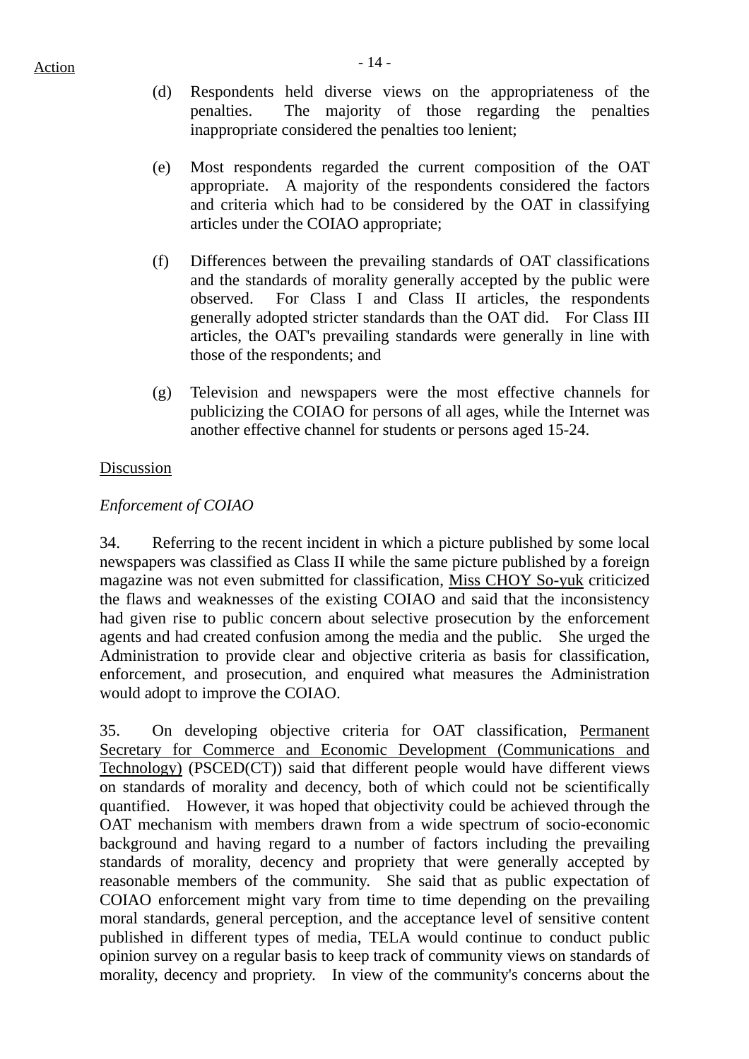(d) Respondents held diverse views on the appropriateness of the penalties. The majority of those regarding the penalties inappropriate considered the penalties too lenient;

(e) Most respondents regarded the current composition of the OAT appropriate. A majority of the respondents considered the factors and criteria which had to be considered by the OAT in classifying articles under the COIAO appropriate;

(f) Differences between the prevailing standards of OAT classifications and the standards of morality generally accepted by the public were observed. For Class I and Class II articles, the respondents generally adopted stricter standards than the OAT did. For Class III articles, the OAT's prevailing standards were generally in line with those of the respondents; and

(g) Television and newspapers were the most effective channels for publicizing the COIAO for persons of all ages, while the Internet was another effective channel for students or persons aged 15-24.

Discussion

*Enforcement of COIAO*

34. Referring to the recent incident in which a picture published by some local newspapers was classified as Class II while the same picture published by a foreign magazine was not even submitted for classification, Miss CHOY So-yuk criticized the flaws and weaknesses of the existing COIAO and said that the inconsistency had given rise to public concern about selective prosecution by the enforcement agents and had created confusion among the media and the public. She urged the Administration to provide clear and objective criteria as basis for classification, enforcement, and prosecution, and enquired what measures the Administration would adopt to improve the COIAO.

35. On developing objective criteria for OAT classification, Permanent Secretary for Commerce and Economic Development (Communications and Technology) (PSCED(CT)) said that different people would have different views on standards of morality and decency, both of which could not be scientifically quantified. However, it was hoped that objectivity could be achieved through the OAT mechanism with members drawn from a wide spectrum of socio-economic background and having regard to a number of factors including the prevailing standards of morality, decency and propriety that were generally accepted by reasonable members of the community. She said that as public expectation of COIAO enforcement might vary from time to time depending on the prevailing moral standards, general perception, and the acceptance level of sensitive content published in different types of media, TELA would continue to conduct public opinion survey on a regular basis to keep track of community views on standards of morality, decency and propriety. In view of the community's concerns about the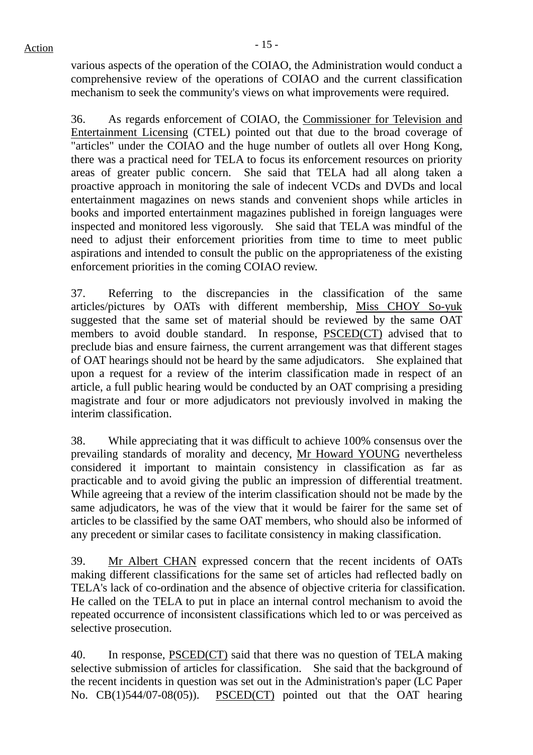various aspects of the operation of the COIAO, the Administration would conduct a comprehensive review of the operations of COIAO and the current classification mechanism to seek the community's views on what improvements were required.

36. As regards enforcement of COIAO, the Commissioner for Television and Entertainment Licensing (CTEL) pointed out that due to the broad coverage of "articles" under the COIAO and the huge number of outlets all over Hong Kong, there was a practical need for TELA to focus its enforcement resources on priority areas of greater public concern. She said that TELA had all along taken a proactive approach in monitoring the sale of indecent VCDs and DVDs and local entertainment magazines on news stands and convenient shops while articles in books and imported entertainment magazines published in foreign languages were inspected and monitored less vigorously. She said that TELA was mindful of the need to adjust their enforcement priorities from time to time to meet public aspirations and intended to consult the public on the appropriateness of the existing enforcement priorities in the coming COIAO review.

37. Referring to the discrepancies in the classification of the same articles/pictures by OATs with different membership, Miss CHOY So-yuk suggested that the same set of material should be reviewed by the same OAT members to avoid double standard. In response, PSCED(CT) advised that to preclude bias and ensure fairness, the current arrangement was that different stages of OAT hearings should not be heard by the same adjudicators. She explained that upon a request for a review of the interim classification made in respect of an article, a full public hearing would be conducted by an OAT comprising a presiding magistrate and four or more adjudicators not previously involved in making the interim classification.

38. While appreciating that it was difficult to achieve 100% consensus over the prevailing standards of morality and decency, Mr Howard YOUNG nevertheless considered it important to maintain consistency in classification as far as practicable and to avoid giving the public an impression of differential treatment. While agreeing that a review of the interim classification should not be made by the same adjudicators, he was of the view that it would be fairer for the same set of articles to be classified by the same OAT members, who should also be informed of any precedent or similar cases to facilitate consistency in making classification.

39. Mr Albert CHAN expressed concern that the recent incidents of OATs making different classifications for the same set of articles had reflected badly on TELA's lack of co-ordination and the absence of objective criteria for classification. He called on the TELA to put in place an internal control mechanism to avoid the repeated occurrence of inconsistent classifications which led to or was perceived as selective prosecution.

40. In response, PSCED(CT) said that there was no question of TELA making selective submission of articles for classification. She said that the background of the recent incidents in question was set out in the Administration's paper (LC Paper No. CB(1)544/07-08(05)). PSCED(CT) pointed out that the OAT hearing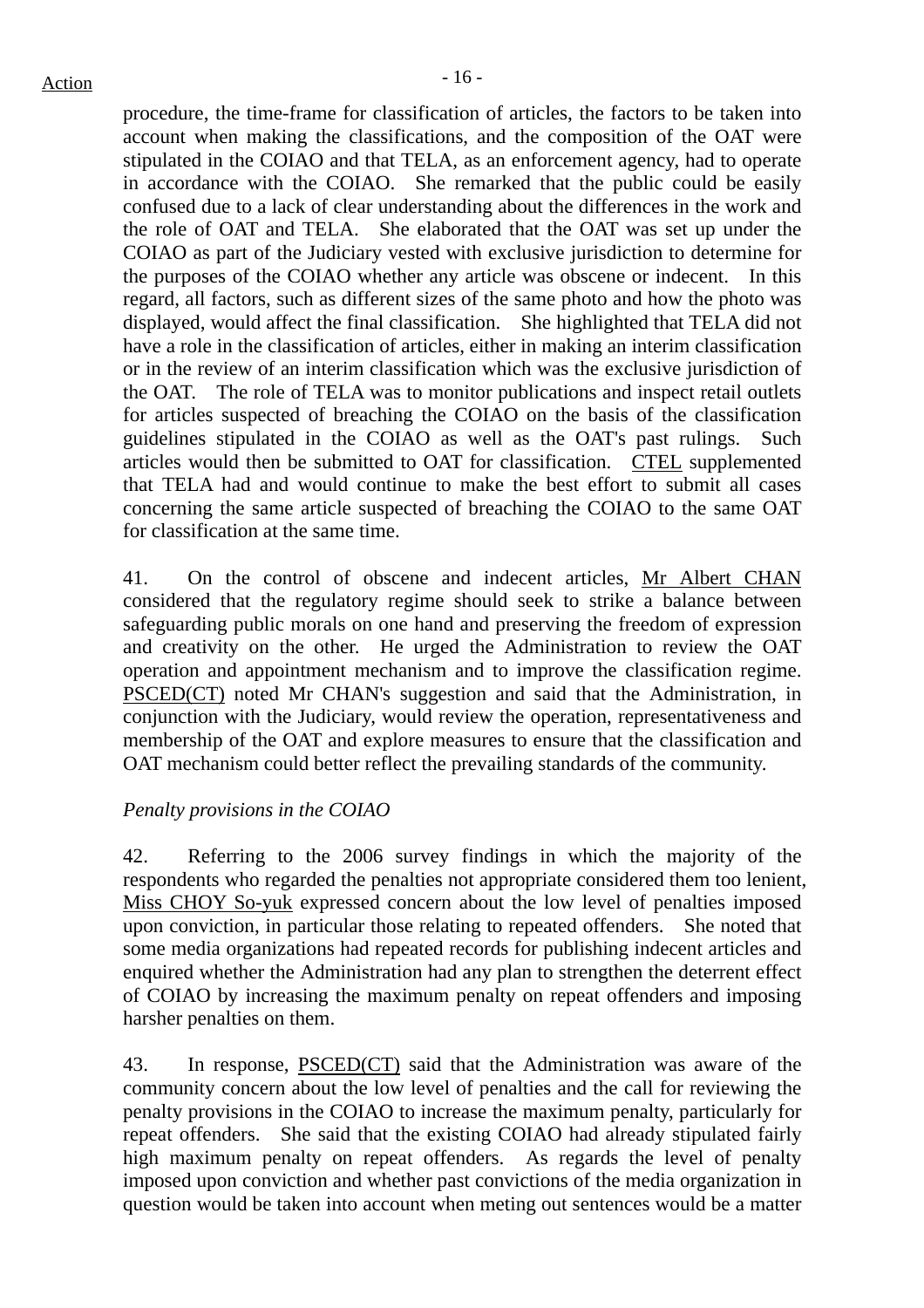procedure, the time-frame for classification of articles, the factors to be taken into account when making the classifications, and the composition of the OAT were stipulated in the COIAO and that TELA, as an enforcement agency, had to operate in accordance with the COIAO. She remarked that the public could be easily confused due to a lack of clear understanding about the differences in the work and the role of OAT and TELA. She elaborated that the OAT was set up under the COIAO as part of the Judiciary vested with exclusive jurisdiction to determine for the purposes of the COIAO whether any article was obscene or indecent. In this regard, all factors, such as different sizes of the same photo and how the photo was displayed, would affect the final classification. She highlighted that TELA did not have a role in the classification of articles, either in making an interim classification or in the review of an interim classification which was the exclusive jurisdiction of the OAT. The role of TELA was to monitor publications and inspect retail outlets for articles suspected of breaching the COIAO on the basis of the classification guidelines stipulated in the COIAO as well as the OAT's past rulings. Such articles would then be submitted to OAT for classification. CTEL supplemented that TELA had and would continue to make the best effort to submit all cases concerning the same article suspected of breaching the COIAO to the same OAT for classification at the same time.

41. On the control of obscene and indecent articles, Mr Albert CHAN considered that the regulatory regime should seek to strike a balance between safeguarding public morals on one hand and preserving the freedom of expression and creativity on the other. He urged the Administration to review the OAT operation and appointment mechanism and to improve the classification regime. PSCED(CT) noted Mr CHAN's suggestion and said that the Administration, in conjunction with the Judiciary, would review the operation, representativeness and membership of the OAT and explore measures to ensure that the classification and OAT mechanism could better reflect the prevailing standards of the community.

*Penalty provisions in the COIAO*

42. Referring to the 2006 survey findings in which the majority of the respondents who regarded the penalties not appropriate considered them too lenient, Miss CHOY So-yuk expressed concern about the low level of penalties imposed upon conviction, in particular those relating to repeated offenders. She noted that some media organizations had repeated records for publishing indecent articles and enquired whether the Administration had any plan to strengthen the deterrent effect of COIAO by increasing the maximum penalty on repeat offenders and imposing harsher penalties on them.

43. In response, PSCED(CT) said that the Administration was aware of the community concern about the low level of penalties and the call for reviewing the penalty provisions in the COIAO to increase the maximum penalty, particularly for repeat offenders. She said that the existing COIAO had already stipulated fairly high maximum penalty on repeat offenders. As regards the level of penalty imposed upon conviction and whether past convictions of the media organization in question would be taken into account when meting out sentences would be a matter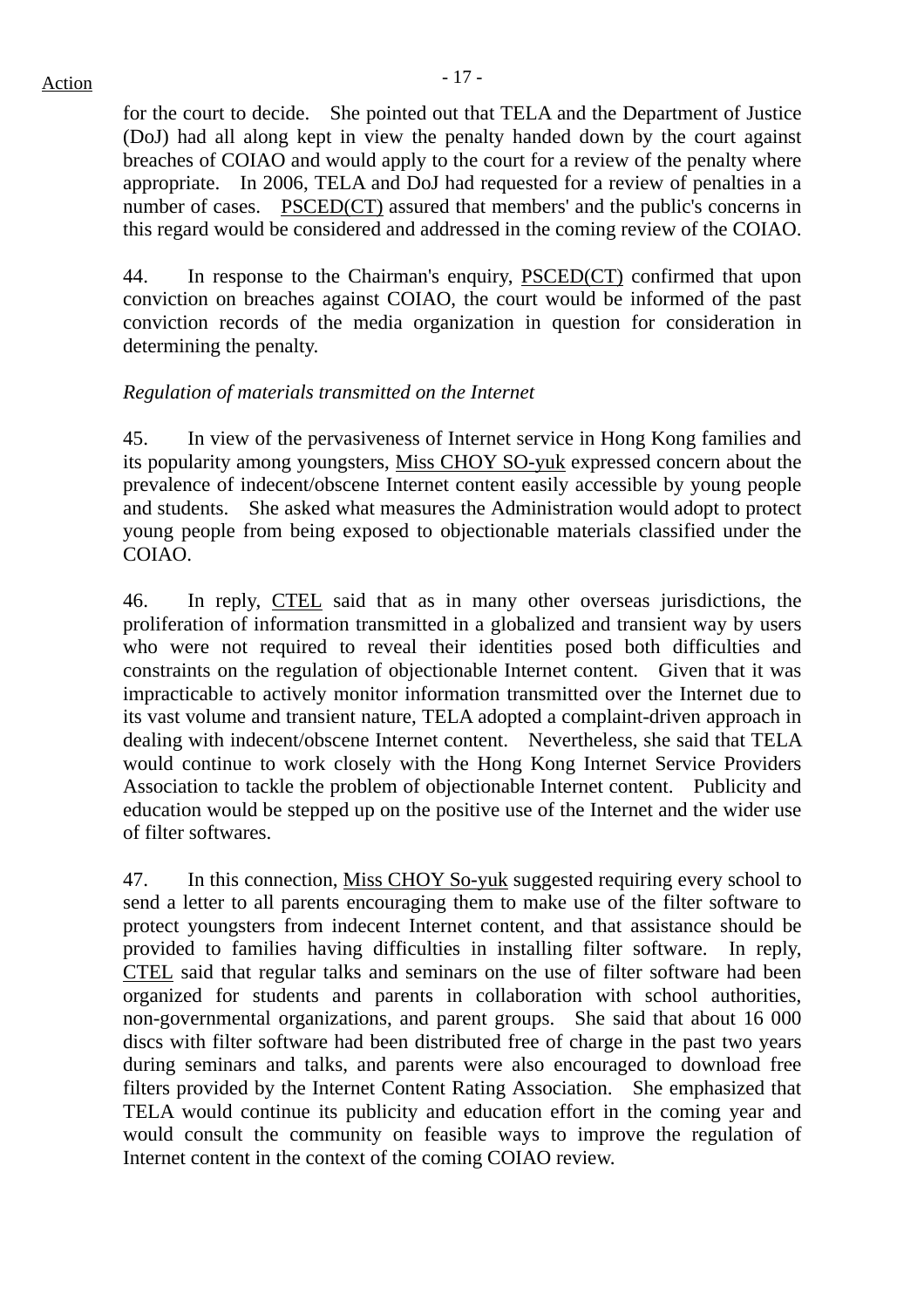for the court to decide. She pointed out that TELA and the Department of Justice (DoJ) had all along kept in view the penalty handed down by the court against breaches of COIAO and would apply to the court for a review of the penalty where appropriate. In 2006, TELA and DoJ had requested for a review of penalties in a number of cases. PSCED(CT) assured that members' and the public's concerns in this regard would be considered and addressed in the coming review of the COIAO.

44. In response to the Chairman's enquiry, PSCED(CT) confirmed that upon conviction on breaches against COIAO, the court would be informed of the past conviction records of the media organization in question for consideration in determining the penalty.

*Regulation of materials transmitted on the Internet*

45. In view of the pervasiveness of Internet service in Hong Kong families and its popularity among youngsters, Miss CHOY SO-yuk expressed concern about the prevalence of indecent/obscene Internet content easily accessible by young people and students. She asked what measures the Administration would adopt to protect young people from being exposed to objectionable materials classified under the COIAO.

46. In reply, CTEL said that as in many other overseas jurisdictions, the proliferation of information transmitted in a globalized and transient way by users who were not required to reveal their identities posed both difficulties and constraints on the regulation of objectionable Internet content. Given that it was impracticable to actively monitor information transmitted over the Internet due to its vast volume and transient nature, TELA adopted a complaint-driven approach in dealing with indecent/obscene Internet content. Nevertheless, she said that TELA would continue to work closely with the Hong Kong Internet Service Providers Association to tackle the problem of objectionable Internet content. Publicity and education would be stepped up on the positive use of the Internet and the wider use of filter softwares.

47. In this connection, Miss CHOY So-yuk suggested requiring every school to send a letter to all parents encouraging them to make use of the filter software to protect youngsters from indecent Internet content, and that assistance should be provided to families having difficulties in installing filter software. In reply, CTEL said that regular talks and seminars on the use of filter software had been organized for students and parents in collaboration with school authorities, non-governmental organizations, and parent groups. She said that about 16 000 discs with filter software had been distributed free of charge in the past two years during seminars and talks, and parents were also encouraged to download free filters provided by the Internet Content Rating Association. She emphasized that TELA would continue its publicity and education effort in the coming year and would consult the community on feasible ways to improve the regulation of Internet content in the context of the coming COIAO review.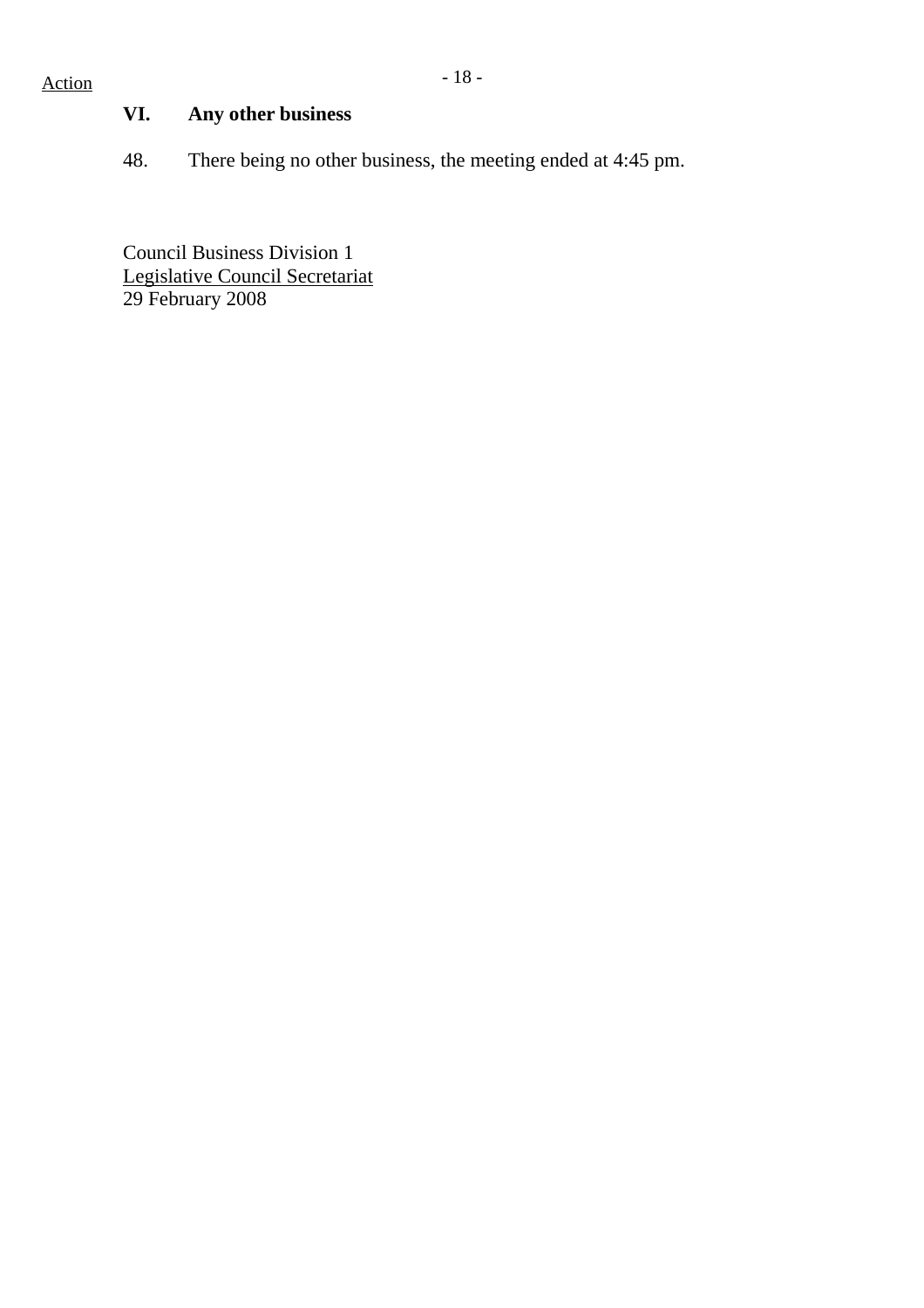Action

## VI. Any other business

48. There being no other business, the meeting ended at 4:45 pm.

Council Business Division 1
Legislative Council Secretariat
29 February 2008